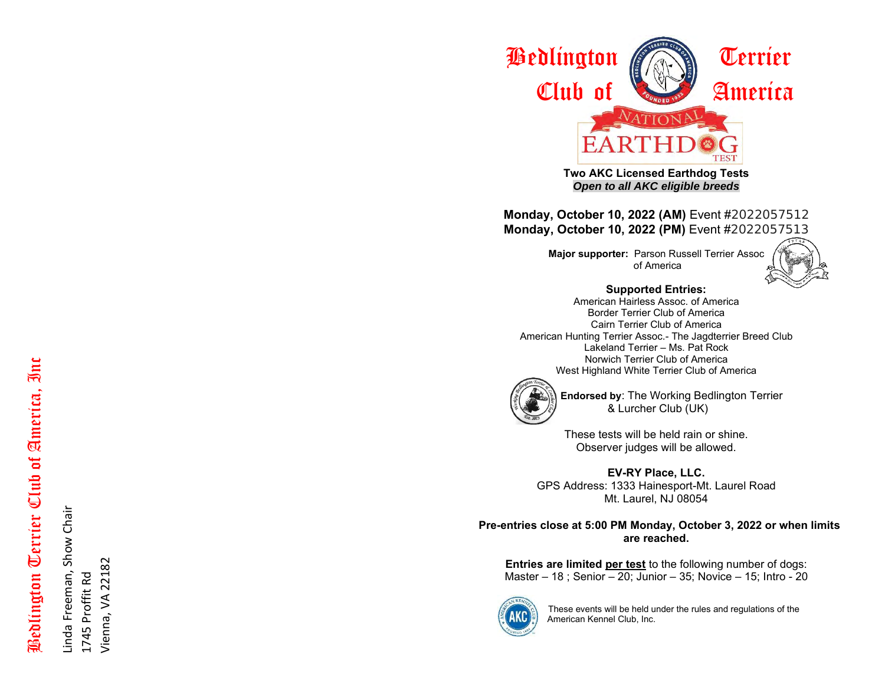Bedlington Terrier Club of America, Inc

Linda Freeman, Show Chair
1745 Proffit Rd
Vienna, VA 22182

# Bedlington Terrier Club of America

## NATIONAL EARTHDOG TEST

**Two AKC Licensed Earthdog Tests**
***Open to all AKC eligible breeds***

**Monday, October 10, 2022 (AM)** Event #2022057512
**Monday, October 10, 2022 (PM)** Event #2022057513

**Major supporter:** Parson Russell Terrier Assoc of America

**Supported Entries:**
American Hairless Assoc. of America
Border Terrier Club of America
Cairn Terrier Club of America
American Hunting Terrier Assoc.- The Jagdterrier Breed Club
Lakeland Terrier – Ms. Pat Rock
Norwich Terrier Club of America
West Highland White Terrier Club of America

**Endorsed by**: The Working Bedlington Terrier & Lurcher Club (UK)

These tests will be held rain or shine.
Observer judges will be allowed.

**EV-RY Place, LLC.**
GPS Address: 1333 Hainesport-Mt. Laurel Road
Mt. Laurel, NJ 08054

**Pre-entries close at 5:00 PM Monday, October 3, 2022 or when limits are reached.**

**Entries are limited <u>per test</u>** to the following number of dogs:
Master – 18 ; Senior – 20; Junior – 35; Novice – 15; Intro - 20

These events will be held under the rules and regulations of the American Kennel Club, Inc.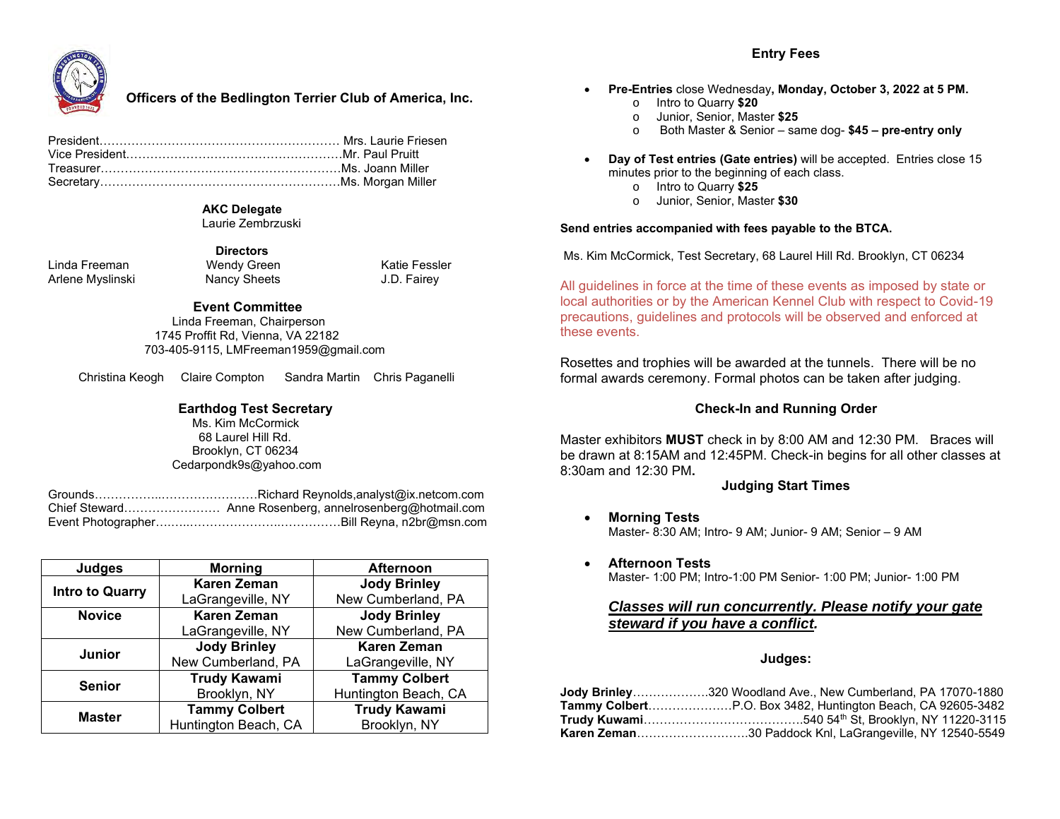## Officers of the Bedlington Terrier Club of America, Inc.

President…………………………………………………… Mrs. Laurie Friesen
Vice President………………………………………………Mr. Paul Pruitt
Treasurer……………………………………………………Ms. Joann Miller
Secretary……………………………………………………Ms. Morgan Miller

**AKC Delegate**
Laurie Zembrzuski

**Directors**

Linda Freeman — Wendy Green — Katie Fessler
Arlene Myslinski — Nancy Sheets — J.D. Fairey

**Event Committee**
Linda Freeman, Chairperson
1745 Proffit Rd, Vienna, VA 22182
703-405-9115, LMFreeman1959@gmail.com

Christina Keogh    Claire Compton    Sandra Martin    Chris Paganelli

**Earthdog Test Secretary**
Ms. Kim McCormick
68 Laurel Hill Rd.
Brooklyn, CT 06234
Cedarpondk9s@yahoo.com

Grounds……………..……………………Richard Reynolds,analyst@ix.netcom.com
Chief Steward…………………… Anne Rosenberg, annelrosenberg@hotmail.com
Event Photographer………..…………………..…………Bill Reyna, n2br@msn.com

| Judges | Morning | Afternoon |
|---|---|---|
| Intro to Quarry | **Karen Zeman** LaGrangeville, NY | **Jody Brinley** New Cumberland, PA |
| Novice | **Karen Zeman** LaGrangeville, NY | **Jody Brinley** New Cumberland, PA |
| Junior | **Jody Brinley** New Cumberland, PA | **Karen Zeman** LaGrangeville, NY |
| Senior | **Trudy Kawami** Brooklyn, NY | **Tammy Colbert** Huntington Beach, CA |
| Master | **Tammy Colbert** Huntington Beach, CA | **Trudy Kawami** Brooklyn, NY |

## Entry Fees

- **Pre-Entries** close Wednesday**, Monday, October 3, 2022 at 5 PM.**
  - Intro to Quarry **$20**
  - Junior, Senior, Master **$25**
  - Both Master & Senior – same dog- **$45 – pre-entry only**
- **Day of Test entries (Gate entries)** will be accepted. Entries close 15 minutes prior to the beginning of each class.
  - Intro to Quarry **$25**
  - Junior, Senior, Master **$30**

**Send entries accompanied with fees payable to the BTCA.**

Ms. Kim McCormick, Test Secretary, 68 Laurel Hill Rd. Brooklyn, CT 06234

All guidelines in force at the time of these events as imposed by state or local authorities or by the American Kennel Club with respect to Covid-19 precautions, guidelines and protocols will be observed and enforced at these events.

Rosettes and trophies will be awarded at the tunnels. There will be no formal awards ceremony. Formal photos can be taken after judging.

### Check-In and Running Order

Master exhibitors **MUST** check in by 8:00 AM and 12:30 PM. Braces will be drawn at 8:15AM and 12:45PM. Check-in begins for all other classes at 8:30am and 12:30 PM**.**

### Judging Start Times

- **Morning Tests**
  Master- 8:30 AM; Intro- 9 AM; Junior- 9 AM; Senior – 9 AM
- **Afternoon Tests**
  Master- 1:00 PM; Intro-1:00 PM Senior- 1:00 PM; Junior- 1:00 PM

***Classes will run concurrently. Please notify your gate steward if you have a conflict.***

### Judges:

**Jody Brinley**……………….320 Woodland Ave., New Cumberland, PA 17070-1880
**Tammy Colbert**…………………P.O. Box 3482, Huntington Beach, CA 92605-3482
**Trudy Kawami**……………………………………540 54th St, Brooklyn, NY 11220-3115
**Karen Zeman**………………………30 Paddock Knl, LaGrangeville, NY 12540-5549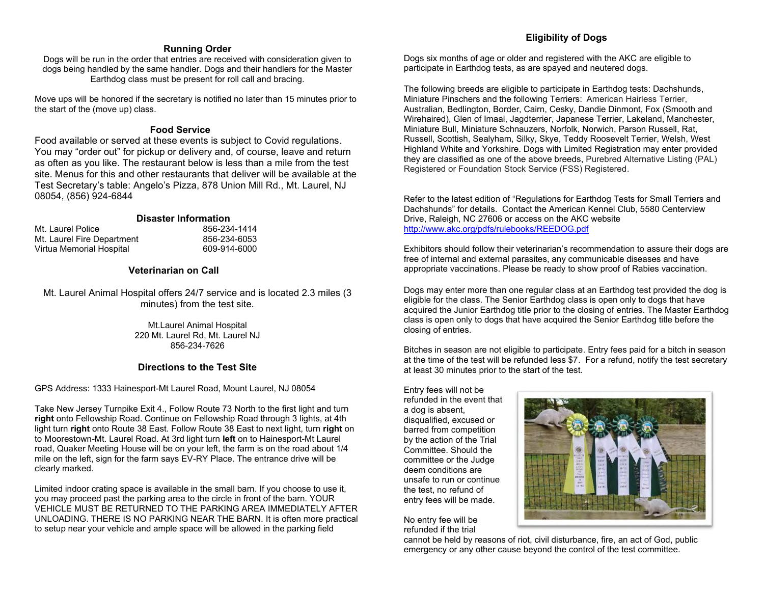## Running Order

Dogs will be run in the order that entries are received with consideration given to dogs being handled by the same handler. Dogs and their handlers for the Master Earthdog class must be present for roll call and bracing.

Move ups will be honored if the secretary is notified no later than 15 minutes prior to the start of the (move up) class.

## Food Service

Food available or served at these events is subject to Covid regulations. You may “order out” for pickup or delivery and, of course, leave and return as often as you like. The restaurant below is less than a mile from the test site. Menus for this and other restaurants that deliver will be available at the Test Secretary’s table: Angelo’s Pizza, 878 Union Mill Rd., Mt. Laurel, NJ 08054, (856) 924-6844

## Disaster Information

| | |
|---|---|
| Mt. Laurel Police | 856-234-1414 |
| Mt. Laurel Fire Department | 856-234-6053 |
| Virtua Memorial Hospital | 609-914-6000 |

## Veterinarian on Call

Mt. Laurel Animal Hospital offers 24/7 service and is located 2.3 miles (3 minutes) from the test site.

Mt.Laurel Animal Hospital
220 Mt. Laurel Rd, Mt. Laurel NJ
856-234-7626

## Directions to the Test Site

GPS Address: 1333 Hainesport-Mt Laurel Road, Mount Laurel, NJ 08054

Take New Jersey Turnpike Exit 4., Follow Route 73 North to the first light and turn **right** onto Fellowship Road. Continue on Fellowship Road through 3 lights, at 4th light turn **right** onto Route 38 East. Follow Route 38 East to next light, turn **right** on to Moorestown-Mt. Laurel Road. At 3rd light turn **left** on to Hainesport-Mt Laurel road, Quaker Meeting House will be on your left, the farm is on the road about 1/4 mile on the left, sign for the farm says EV-RY Place. The entrance drive will be clearly marked.

Limited indoor crating space is available in the small barn. If you choose to use it, you may proceed past the parking area to the circle in front of the barn. YOUR VEHICLE MUST BE RETURNED TO THE PARKING AREA IMMEDIATELY AFTER UNLOADING. THERE IS NO PARKING NEAR THE BARN. It is often more practical to setup near your vehicle and ample space will be allowed in the parking field

## Eligibility of Dogs

Dogs six months of age or older and registered with the AKC are eligible to participate in Earthdog tests, as are spayed and neutered dogs.

The following breeds are eligible to participate in Earthdog tests: Dachshunds, Miniature Pinschers and the following Terriers: American Hairless Terrier, Australian, Bedlington, Border, Cairn, Cesky, Dandie Dinmont, Fox (Smooth and Wirehaired), Glen of Imaal, Jagdterrier, Japanese Terrier, Lakeland, Manchester, Miniature Bull, Miniature Schnauzers, Norfolk, Norwich, Parson Russell, Rat, Russell, Scottish, Sealyham, Silky, Skye, Teddy Roosevelt Terrier, Welsh, West Highland White and Yorkshire. Dogs with Limited Registration may enter provided they are classified as one of the above breeds, Purebred Alternative Listing (PAL) Registered or Foundation Stock Service (FSS) Registered.

Refer to the latest edition of “Regulations for Earthdog Tests for Small Terriers and Dachshunds” for details. Contact the American Kennel Club, 5580 Centerview Drive, Raleigh, NC 27606 or access on the AKC website http://www.akc.org/pdfs/rulebooks/REEDOG.pdf

Exhibitors should follow their veterinarian’s recommendation to assure their dogs are free of internal and external parasites, any communicable diseases and have appropriate vaccinations. Please be ready to show proof of Rabies vaccination.

Dogs may enter more than one regular class at an Earthdog test provided the dog is eligible for the class. The Senior Earthdog class is open only to dogs that have acquired the Junior Earthdog title prior to the closing of entries. The Master Earthdog class is open only to dogs that have acquired the Senior Earthdog title before the closing of entries.

Bitches in season are not eligible to participate. Entry fees paid for a bitch in season at the time of the test will be refunded less $7. For a refund, notify the test secretary at least 30 minutes prior to the start of the test.

Entry fees will not be refunded in the event that a dog is absent, disqualified, excused or barred from competition by the action of the Trial Committee. Should the committee or the Judge deem conditions are unsafe to run or continue the test, no refund of entry fees will be made.

No entry fee will be refunded if the trial cannot be held by reasons of riot, civil disturbance, fire, an act of God, public emergency or any other cause beyond the control of the test committee.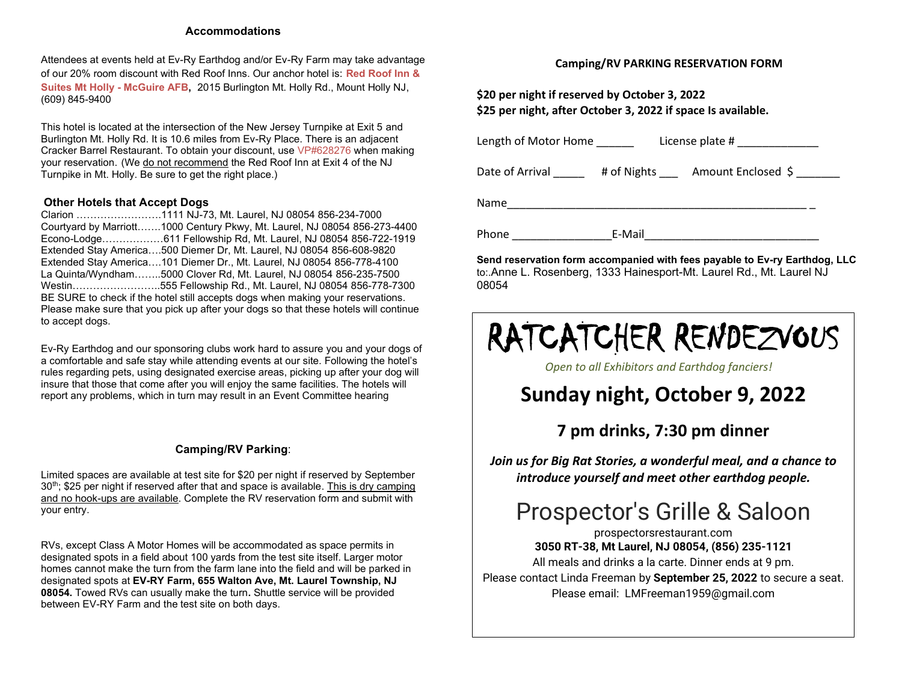## Accommodations

Attendees at events held at Ev-Ry Earthdog and/or Ev-Ry Farm may take advantage of our 20% room discount with Red Roof Inns. Our anchor hotel is: **Red Roof Inn & Suites Mt Holly - McGuire AFB**, 2015 Burlington Mt. Holly Rd., Mount Holly NJ, (609) 845-9400

This hotel is located at the intersection of the New Jersey Turnpike at Exit 5 and Burlington Mt. Holly Rd. It is 10.6 miles from Ev-Ry Place. There is an adjacent Cracker Barrel Restaurant. To obtain your discount, use VP#628276 when making your reservation. (We do not recommend the Red Roof Inn at Exit 4 of the NJ Turnpike in Mt. Holly. Be sure to get the right place.)

### Other Hotels that Accept Dogs

Clarion …………………….1111 NJ-73, Mt. Laurel, NJ 08054 856-234-7000
Courtyard by Marriott…….1000 Century Pkwy, Mt. Laurel, NJ 08054 856-273-4400
Econo-Lodge………………611 Fellowship Rd, Mt. Laurel, NJ 08054 856-722-1919
Extended Stay America….500 Diemer Dr, Mt. Laurel, NJ 08054 856-608-9820
Extended Stay America….101 Diemer Dr., Mt. Laurel, NJ 08054 856-778-4100
La Quinta/Wyndham……..5000 Clover Rd, Mt. Laurel, NJ 08054 856-235-7500
Westin……………………..555 Fellowship Rd., Mt. Laurel, NJ 08054 856-778-7300
BE SURE to check if the hotel still accepts dogs when making your reservations. Please make sure that you pick up after your dogs so that these hotels will continue to accept dogs.

Ev-Ry Earthdog and our sponsoring clubs work hard to assure you and your dogs of a comfortable and safe stay while attending events at our site. Following the hotel's rules regarding pets, using designated exercise areas, picking up after your dog will insure that those that come after you will enjoy the same facilities. The hotels will report any problems, which in turn may result in an Event Committee hearing

### Camping/RV Parking:

Limited spaces are available at test site for $20 per night if reserved by September 30th; $25 per night if reserved after that and space is available. This is dry camping and no hook-ups are available. Complete the RV reservation form and submit with your entry.

RVs, except Class A Motor Homes will be accommodated as space permits in designated spots in a field about 100 yards from the test site itself. Larger motor homes cannot make the turn from the farm lane into the field and will be parked in designated spots at **EV-RY Farm, 655 Walton Ave, Mt. Laurel Township, NJ 08054.** Towed RVs can usually make the turn**.** Shuttle service will be provided between EV-RY Farm and the test site on both days.

## Camping/RV PARKING RESERVATION FORM

**$20 per night if reserved by October 3, 2022**
**$25 per night, after October 3, 2022 if space Is available.**

Length of Motor Home ______ License plate # _____________

Date of Arrival _____ # of Nights ___ Amount Enclosed $ _______

Name_________________________________________________ _

Phone _______________E-Mail____________________________

**Send reservation form accompanied with fees payable to Ev-ry Earthdog, LLC** to:.Anne L. Rosenberg, 1333 Hainesport-Mt. Laurel Rd., Mt. Laurel NJ 08054

# RATCATCHER RENDEZVOUS

*Open to all Exhibitors and Earthdog fanciers!*

## Sunday night, October 9, 2022

### 7 pm drinks, 7:30 pm dinner

***Join us for Big Rat Stories, a wonderful meal, and a chance to introduce yourself and meet other earthdog people.***

## Prospector's Grille & Saloon

prospectorsrestaurant.com
**3050 RT-38, Mt Laurel, NJ 08054, (856) 235-1121**
All meals and drinks a la carte. Dinner ends at 9 pm.
Please contact Linda Freeman by **September 25, 2022** to secure a seat.
Please email: LMFreeman1959@gmail.com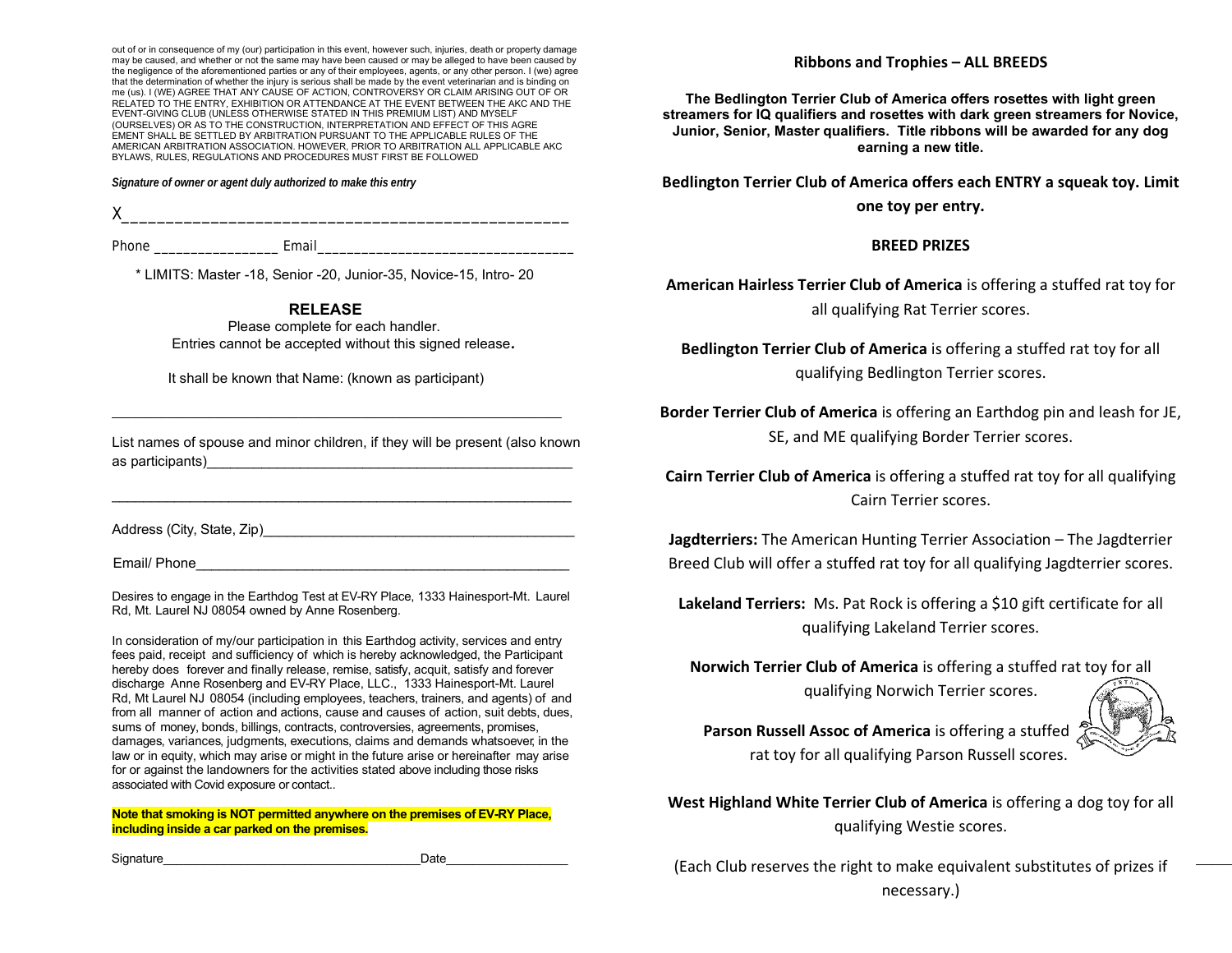out of or in consequence of my (our) participation in this event, however such, injuries, death or property damage may be caused, and whether or not the same may have been caused or may be alleged to have been caused by the negligence of the aforementioned parties or any of their employees, agents, or any other person. I (we) agree that the determination of whether the injury is serious shall be made by the event veterinarian and is binding on me (us). I (WE) AGREE THAT ANY CAUSE OF ACTION, CONTROVERSY OR CLAIM ARISING OUT OF OR RELATED TO THE ENTRY, EXHIBITION OR ATTENDANCE AT THE EVENT BETWEEN THE AKC AND THE EVENT-GIVING CLUB (UNLESS OTHERWISE STATED IN THIS PREMIUM LIST) AND MYSELF (OURSELVES) OR AS TO THE CONSTRUCTION, INTERPRETATION AND EFFECT OF THIS AGRE EMENT SHALL BE SETTLED BY ARBITRATION PURSUANT TO THE APPLICABLE RULES OF THE AMERICAN ARBITRATION ASSOCIATION. HOWEVER, PRIOR TO ARBITRATION ALL APPLICABLE AKC BYLAWS, RULES, REGULATIONS AND PROCEDURES MUST FIRST BE FOLLOWED

*Signature of owner or agent duly authorized to make this entry*

X_______________________________________________

Phone ________________ Email__________________________________

* LIMITS: Master -18, Senior -20, Junior-35, Novice-15, Intro- 20

## RELEASE

Please complete for each handler.
Entries cannot be accepted without this signed release**.**

It shall be known that Name: (known as participant)

___________________________________________________________

List names of spouse and minor children, if they will be present (also known as participants)_______________________________________________

___________________________________________________________

Address (City, State, Zip)________________________________________

Email/ Phone__________________________________________________

Desires to engage in the Earthdog Test at EV-RY Place, 1333 Hainesport-Mt. Laurel Rd, Mt. Laurel NJ 08054 owned by Anne Rosenberg.

In consideration of my/our participation in this Earthdog activity, services and entry fees paid, receipt and sufficiency of which is hereby acknowledged, the Participant hereby does forever and finally release, remise, satisfy, acquit, satisfy and forever discharge Anne Rosenberg and EV-RY Place, LLC., 1333 Hainesport-Mt. Laurel Rd, Mt Laurel NJ 08054 (including employees, teachers, trainers, and agents) of and from all manner of action and actions, cause and causes of action, suit debts, dues, sums of money, bonds, billings, contracts, controversies, agreements, promises, damages, variances, judgments, executions, claims and demands whatsoever, in the law or in equity, which may arise or might in the future arise or hereinafter may arise for or against the landowners for the activities stated above including those risks associated with Covid exposure or contact..

**Note that smoking is NOT permitted anywhere on the premises of EV-RY Place, including inside a car parked on the premises.**

Signature___________________________________Date_________________

## Ribbons and Trophies – ALL BREEDS

**The Bedlington Terrier Club of America offers rosettes with light green streamers for IQ qualifiers and rosettes with dark green streamers for Novice, Junior, Senior, Master qualifiers. Title ribbons will be awarded for any dog earning a new title.**

**Bedlington Terrier Club of America offers each ENTRY a squeak toy. Limit one toy per entry.**

## BREED PRIZES

**American Hairless Terrier Club of America** is offering a stuffed rat toy for all qualifying Rat Terrier scores.

**Bedlington Terrier Club of America** is offering a stuffed rat toy for all qualifying Bedlington Terrier scores.

**Border Terrier Club of America** is offering an Earthdog pin and leash for JE, SE, and ME qualifying Border Terrier scores.

**Cairn Terrier Club of America** is offering a stuffed rat toy for all qualifying Cairn Terrier scores.

**Jagdterriers:** The American Hunting Terrier Association – The Jagdterrier Breed Club will offer a stuffed rat toy for all qualifying Jagdterrier scores.

**Lakeland Terriers:** Ms. Pat Rock is offering a $10 gift certificate for all qualifying Lakeland Terrier scores.

**Norwich Terrier Club of America** is offering a stuffed rat toy for all qualifying Norwich Terrier scores.

**Parson Russell Assoc of America** is offering a stuffed rat toy for all qualifying Parson Russell scores.

**West Highland White Terrier Club of America** is offering a dog toy for all qualifying Westie scores.

(Each Club reserves the right to make equivalent substitutes of prizes if necessary.)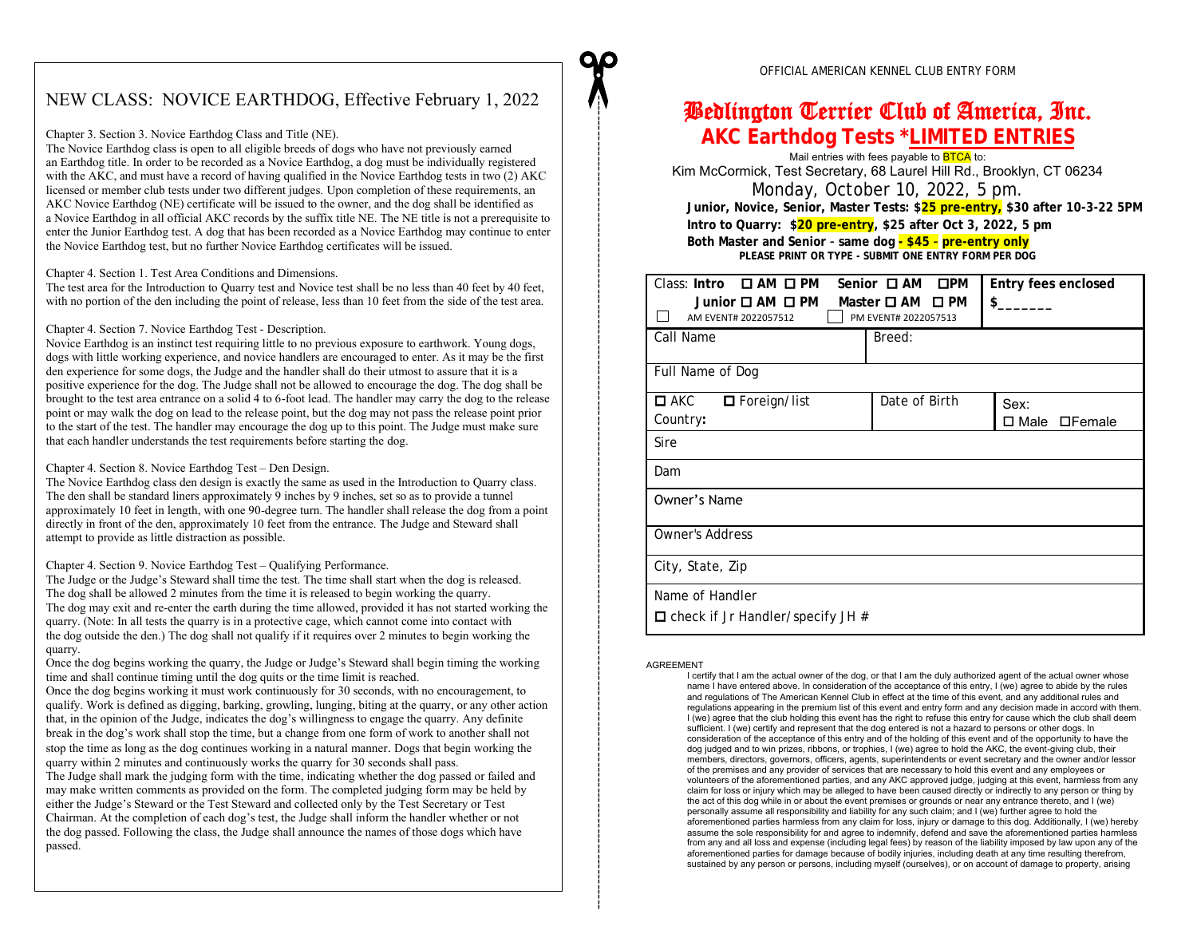## NEW CLASS: NOVICE EARTHDOG, Effective February 1, 2022

Chapter 3. Section 3. Novice Earthdog Class and Title (NE).
The Novice Earthdog class is open to all eligible breeds of dogs who have not previously earned an Earthdog title. In order to be recorded as a Novice Earthdog, a dog must be individually registered with the AKC, and must have a record of having qualified in the Novice Earthdog tests in two (2) AKC licensed or member club tests under two different judges. Upon completion of these requirements, an AKC Novice Earthdog (NE) certificate will be issued to the owner, and the dog shall be identified as a Novice Earthdog in all official AKC records by the suffix title NE. The NE title is not a prerequisite to enter the Junior Earthdog test. A dog that has been recorded as a Novice Earthdog may continue to enter the Novice Earthdog test, but no further Novice Earthdog certificates will be issued.

Chapter 4. Section 1. Test Area Conditions and Dimensions.
The test area for the Introduction to Quarry test and Novice test shall be no less than 40 feet by 40 feet, with no portion of the den including the point of release, less than 10 feet from the side of the test area.

Chapter 4. Section 7. Novice Earthdog Test - Description.
Novice Earthdog is an instinct test requiring little to no previous exposure to earthwork. Young dogs, dogs with little working experience, and novice handlers are encouraged to enter. As it may be the first den experience for some dogs, the Judge and the handler shall do their utmost to assure that it is a positive experience for the dog. The Judge shall not be allowed to encourage the dog. The dog shall be brought to the test area entrance on a solid 4 to 6-foot lead. The handler may carry the dog to the release point or may walk the dog on lead to the release point, but the dog may not pass the release point prior to the start of the test. The handler may encourage the dog up to this point. The Judge must make sure that each handler understands the test requirements before starting the dog.

Chapter 4. Section 8. Novice Earthdog Test – Den Design.
The Novice Earthdog class den design is exactly the same as used in the Introduction to Quarry class. The den shall be standard liners approximately 9 inches by 9 inches, set so as to provide a tunnel approximately 10 feet in length, with one 90-degree turn. The handler shall release the dog from a point directly in front of the den, approximately 10 feet from the entrance. The Judge and Steward shall attempt to provide as little distraction as possible.

Chapter 4. Section 9. Novice Earthdog Test – Qualifying Performance.
The Judge or the Judge's Steward shall time the test. The time shall start when the dog is released. The dog shall be allowed 2 minutes from the time it is released to begin working the quarry. The dog may exit and re-enter the earth during the time allowed, provided it has not started working the quarry. (Note: In all tests the quarry is in a protective cage, which cannot come into contact with the dog outside the den.) The dog shall not qualify if it requires over 2 minutes to begin working the quarry.
Once the dog begins working the quarry, the Judge or Judge's Steward shall begin timing the working time and shall continue timing until the dog quits or the time limit is reached.
Once the dog begins working it must work continuously for 30 seconds, with no encouragement, to qualify. Work is defined as digging, barking, growling, lunging, biting at the quarry, or any other action that, in the opinion of the Judge, indicates the dog's willingness to engage the quarry. Any definite break in the dog's work shall stop the time, but a change from one form of work to another shall not stop the time as long as the dog continues working in a natural manner. Dogs that begin working the quarry within 2 minutes and continuously works the quarry for 30 seconds shall pass.
The Judge shall mark the judging form with the time, indicating whether the dog passed or failed and may make written comments as provided on the form. The completed judging form may be held by either the Judge's Steward or the Test Steward and collected only by the Test Secretary or Test Chairman. At the completion of each dog's test, the Judge shall inform the handler whether or not the dog passed. Following the class, the Judge shall announce the names of those dogs which have passed.

OFFICIAL AMERICAN KENNEL CLUB ENTRY FORM

# Bedlington Terrier Club of America, Inc.
## AKC Earthdog Tests *LIMITED ENTRIES

Mail entries with fees payable to BTCA to:
Kim McCormick, Test Secretary, 68 Laurel Hill Rd., Brooklyn, CT 06234
Monday, October 10, 2022, 5 pm.

**Junior, Novice, Senior, Master Tests: $25 pre-entry, $30 after 10-3-22 5PM**
**Intro to Quarry: $20 pre-entry, $25 after Oct 3, 2022, 5 pm**
**Both Master and Senior - same dog - $45 - pre-entry only**
**PLEASE PRINT OR TYPE - SUBMIT ONE ENTRY FORM PER DOG**

| | | |
|---|---|---|
| Class: **Intro** ☐ **AM** ☐ **PM** **Senior** ☐ **AM** ☐ **PM** **Junior** ☐ **AM** ☐ **PM** **Master** ☐ **AM** ☐ **PM** ☐ AM EVENT# 2022057512 ☐ PM EVENT# 2022057513 | | **Entry fees enclosed** $_______ |
| Call Name | Breed: | |
| Full Name of Dog | | |
| ☐ AKC ☐ Foreign/list Country: | Date of Birth | Sex: ☐ Male ☐ Female |
| Sire | | |
| Dam | | |
| Owner's Name | | |
| Owner's Address | | |
| City, State, Zip | | |
| Name of Handler ☐ check if Jr Handler/specify JH # | | |

AGREEMENT
I certify that I am the actual owner of the dog, or that I am the duly authorized agent of the actual owner whose name I have entered above. In consideration of the acceptance of this entry, I (we) agree to abide by the rules and regulations of The American Kennel Club in effect at the time of this event, and any additional rules and regulations appearing in the premium list of this event and entry form and any decision made in accord with them. I (we) agree that the club holding this event has the right to refuse this entry for cause which the club shall deem sufficient. I (we) certify and represent that the dog entered is not a hazard to persons or other dogs. In consideration of the acceptance of this entry and of the holding of this event and of the opportunity to have the dog judged and to win prizes, ribbons, or trophies, I (we) agree to hold the AKC, the event-giving club, their members, directors, governors, officers, agents, superintendents or event secretary and the owner and/or lessor of the premises and any provider of services that are necessary to hold this event and any employees or volunteers of the aforementioned parties, and any AKC approved judge, judging at this event, harmless from any claim for loss or injury which may be alleged to have been caused directly or indirectly to any person or thing by the act of this dog while in or about the event premises or grounds or near any entrance thereto, and I (we) personally assume all responsibility and liability for any such claim; and I (we) further agree to hold the aforementioned parties harmless from any claim for loss, injury or damage to this dog. Additionally, I (we) hereby assume the sole responsibility for and agree to indemnify, defend and save the aforementioned parties harmless from any and all loss and expense (including legal fees) by reason of the liability imposed by law upon any of the aforementioned parties for damage because of bodily injuries, including death at any time resulting therefrom, sustained by any person or persons, including myself (ourselves), or on account of damage to property, arising